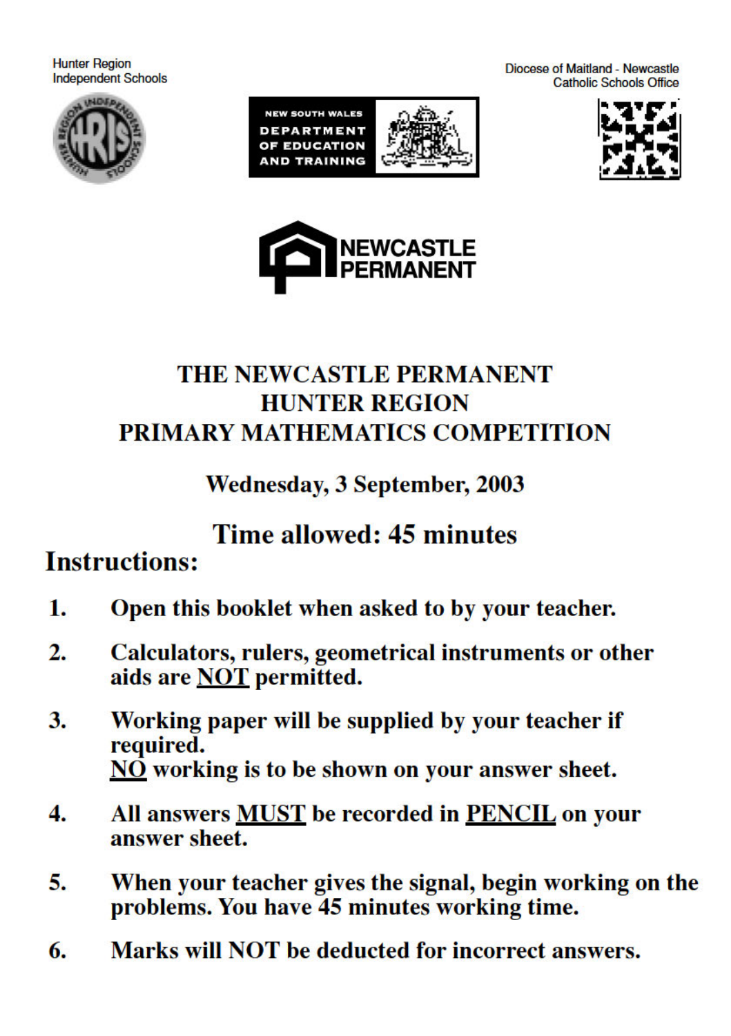Hunter Region Independent Schools

NEW SOUTH WALES DEPARTMENT OF EDUCATION AND TRAINING

Diocese of Maitland - Newcastle Catholic Schools Office

NEWCASTLE PERMANENT

# THE NEWCASTLE PERMANENT HUNTER REGION PRIMARY MATHEMATICS COMPETITION

## Wednesday, 3 September, 2003

## Time allowed: 45 minutes

## Instructions:

1. **Open this booklet when asked to by your teacher.**
2. **Calculators, rulers, geometrical instruments or other aids are <u>NOT</u> permitted.**
3. **Working paper will be supplied by your teacher if required.**
   **<u>NO</u> working is to be shown on your answer sheet.**
4. **All answers <u>MUST</u> be recorded in <u>PENCIL</u> on your answer sheet.**
5. **When your teacher gives the signal, begin working on the problems. You have 45 minutes working time.**
6. **Marks will NOT be deducted for incorrect answers.**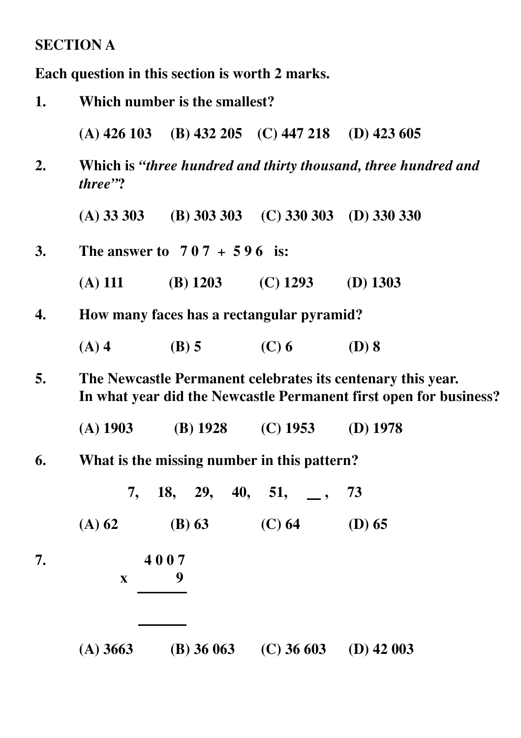**SECTION A**

**Each question in this section is worth 2 marks.**

**1.** **Which number is the smallest?**

**(A) 426 103 (B) 432 205 (C) 447 218 (D) 423 605**

**2.** **Which is *"three hundred and thirty thousand, three hundred and three"*?**

**(A) 33 303 (B) 303 303 (C) 330 303 (D) 330 330**

**3.** **The answer to 7 0 7 + 5 9 6 is:**

**(A) 111 (B) 1203 (C) 1293 (D) 1303**

**4.** **How many faces has a rectangular pyramid?**

**(A) 4 (B) 5 (C) 6 (D) 8**

**5.** **The Newcastle Permanent celebrates its centenary this year. In what year did the Newcastle Permanent first open for business?**

**(A) 1903 (B) 1928 (C) 1953 (D) 1978**

**6.** **What is the missing number in this pattern?**

**7, 18, 29, 40, 51, __ , 73**

**(A) 62 (B) 63 (C) 64 (D) 65**

**7.**

```
   4 0 0 7
x        9
 ---------

 ---------
```

**(A) 3663 (B) 36 063 (C) 36 603 (D) 42 003**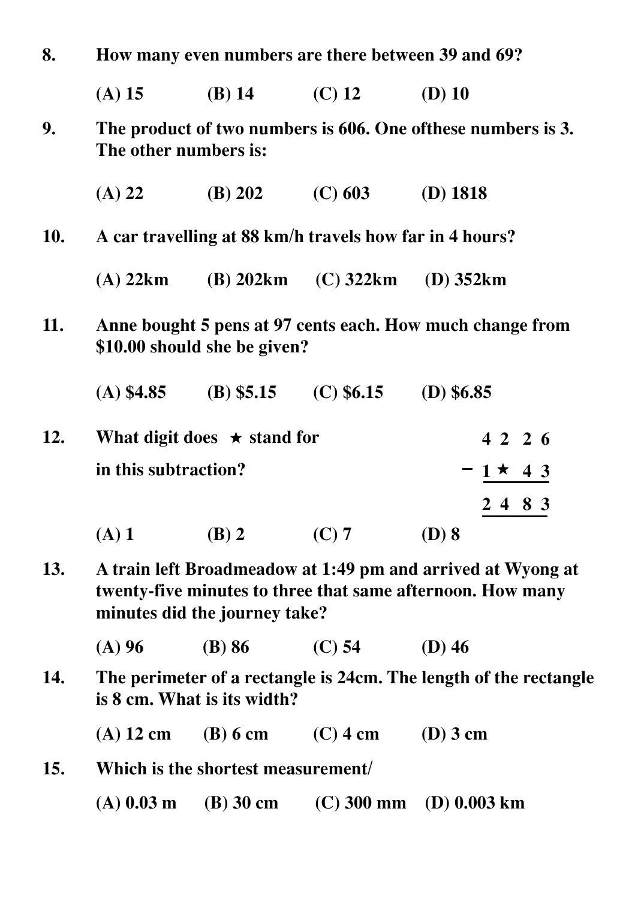**8.** **How many even numbers are there between 39 and 69?**

**(A) 15** **(B) 14** **(C) 12** **(D) 10**

**9.** **The product of two numbers is 606. One ofthese numbers is 3. The other numbers is:**

**(A) 22** **(B) 202** **(C) 603** **(D) 1818**

**10.** **A car travelling at 88 km/h travels how far in 4 hours?**

**(A) 22km** **(B) 202km** **(C) 322km** **(D) 352km**

**11.** **Anne bought 5 pens at 97 cents each. How much change from $10.00 should she be given?**

**(A) $4.85** **(B) $5.15** **(C) $6.15** **(D) $6.85**

**12.** **What digit does ★ stand for in this subtraction?**

```
  4 2 2 6
− 1 ★ 4 3
---------
  2 4 8 3
```

**(A) 1** **(B) 2** **(C) 7** **(D) 8**

**13.** **A train left Broadmeadow at 1:49 pm and arrived at Wyong at twenty-five minutes to three that same afternoon. How many minutes did the journey take?**

**(A) 96** **(B) 86** **(C) 54** **(D) 46**

**14.** **The perimeter of a rectangle is 24cm. The length of the rectangle is 8 cm. What is its width?**

**(A) 12 cm** **(B) 6 cm** **(C) 4 cm** **(D) 3 cm**

**15.** **Which is the shortest measurement/**

**(A) 0.03 m** **(B) 30 cm** **(C) 300 mm** **(D) 0.003 km**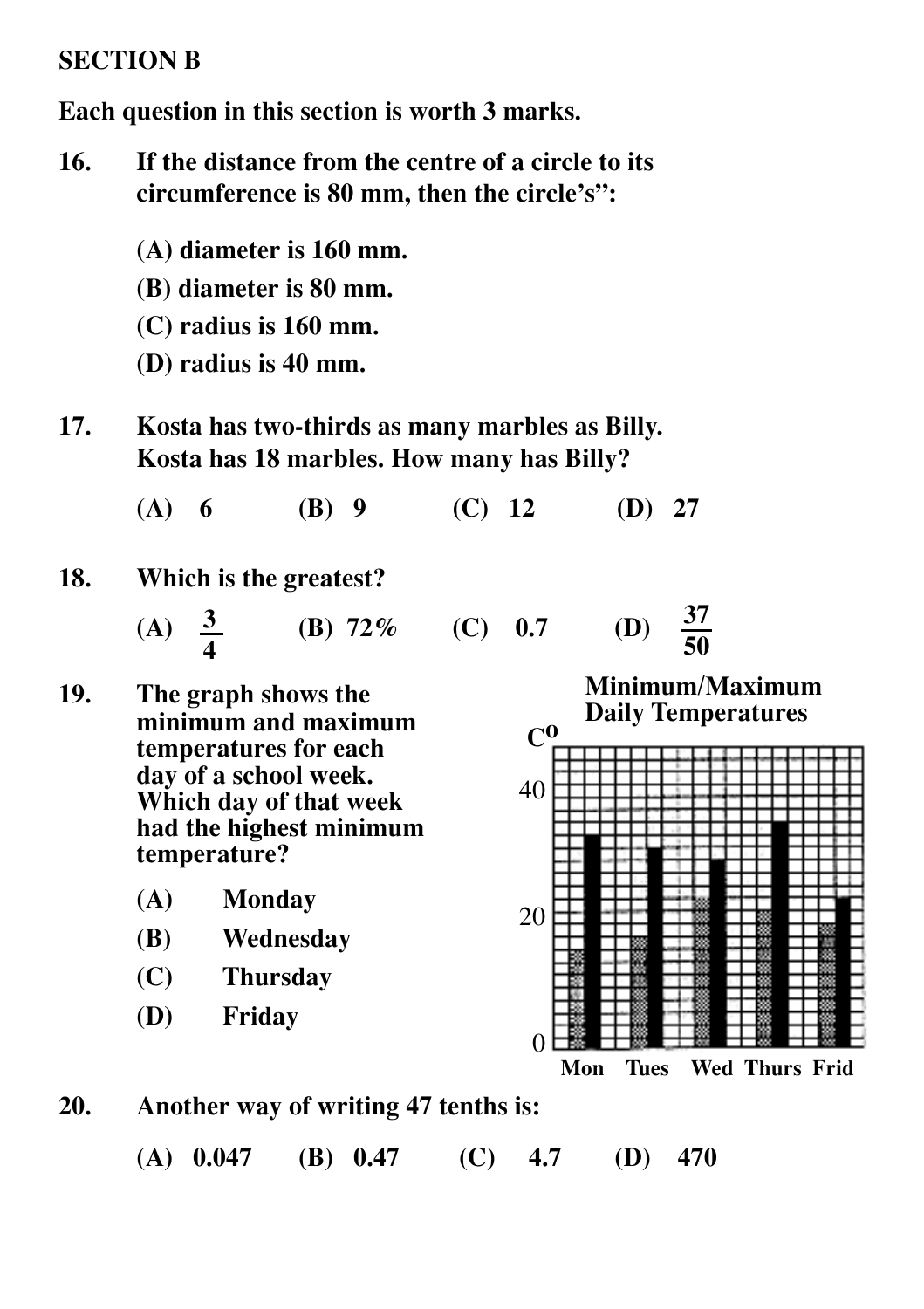**SECTION B**

**Each question in this section is worth 3 marks.**

**16.** If the distance from the centre of a circle to its circumference is 80 mm, then the circle's":

(A) diameter is 160 mm.
(B) diameter is 80 mm.
(C) radius is 160 mm.
(D) radius is 40 mm.

**17.** Kosta has two-thirds as many marbles as Billy. Kosta has 18 marbles. How many has Billy?

(A) 6 (B) 9 (C) 12 (D) 27

**18.** Which is the greatest?

(A) $\frac{3}{4}$ (B) 72% (C) 0.7 (D) $\frac{37}{50}$

**19.** The graph shows the minimum and maximum temperatures for each day of a school week. Which day of that week had the highest minimum temperature?

Minimum/Maximum Daily Temperatures

(A) Monday
(B) Wednesday
(C) Thursday
(D) Friday

**20.** Another way of writing 47 tenths is:

(A) 0.047 (B) 0.47 (C) 4.7 (D) 470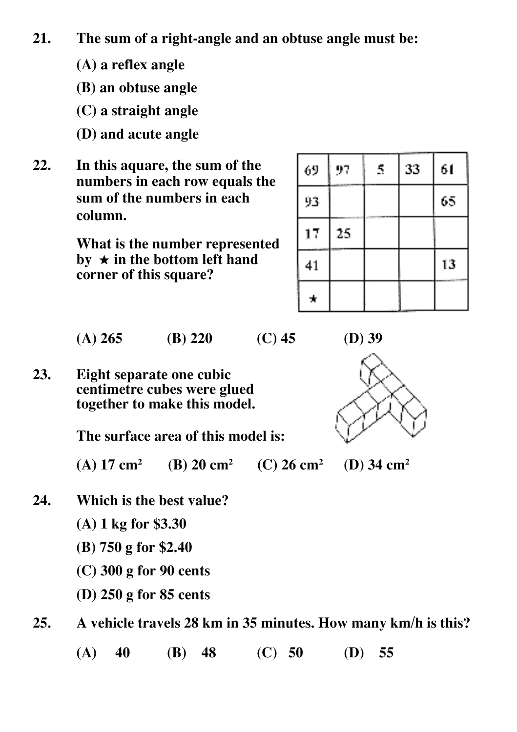**21.** **The sum of a right-angle and an obtuse angle must be:**

**(A) a reflex angle**

**(B) an obtuse angle**

**(C) a straight angle**

**(D) and acute angle**

**22.** **In this aquare, the sum of the numbers in each row equals the sum of the numbers in each column.**

**What is the number represented by ★ in the bottom left hand corner of this square?**

| 69 | 97 | 5 | 33 | 61 |
|---|---|---|---|---|
| 93 | | | | 65 |
| 17 | 25 | | | |
| 41 | | | | 13 |
| ★ | | | | |

**(A) 265** **(B) 220** **(C) 45** **(D) 39**

**23.** **Eight separate one cubic centimetre cubes were glued together to make this model.**

**The surface area of this model is:**

**(A) 17 cm²** **(B) 20 cm²** **(C) 26 cm²** **(D) 34 cm²**

**24.** **Which is the best value?**

**(A) 1 kg for $3.30**

**(B) 750 g for $2.40**

**(C) 300 g for 90 cents**

**(D) 250 g for 85 cents**

**25.** **A vehicle travels 28 km in 35 minutes. How many km/h is this?**

**(A) 40** **(B) 48** **(C) 50** **(D) 55**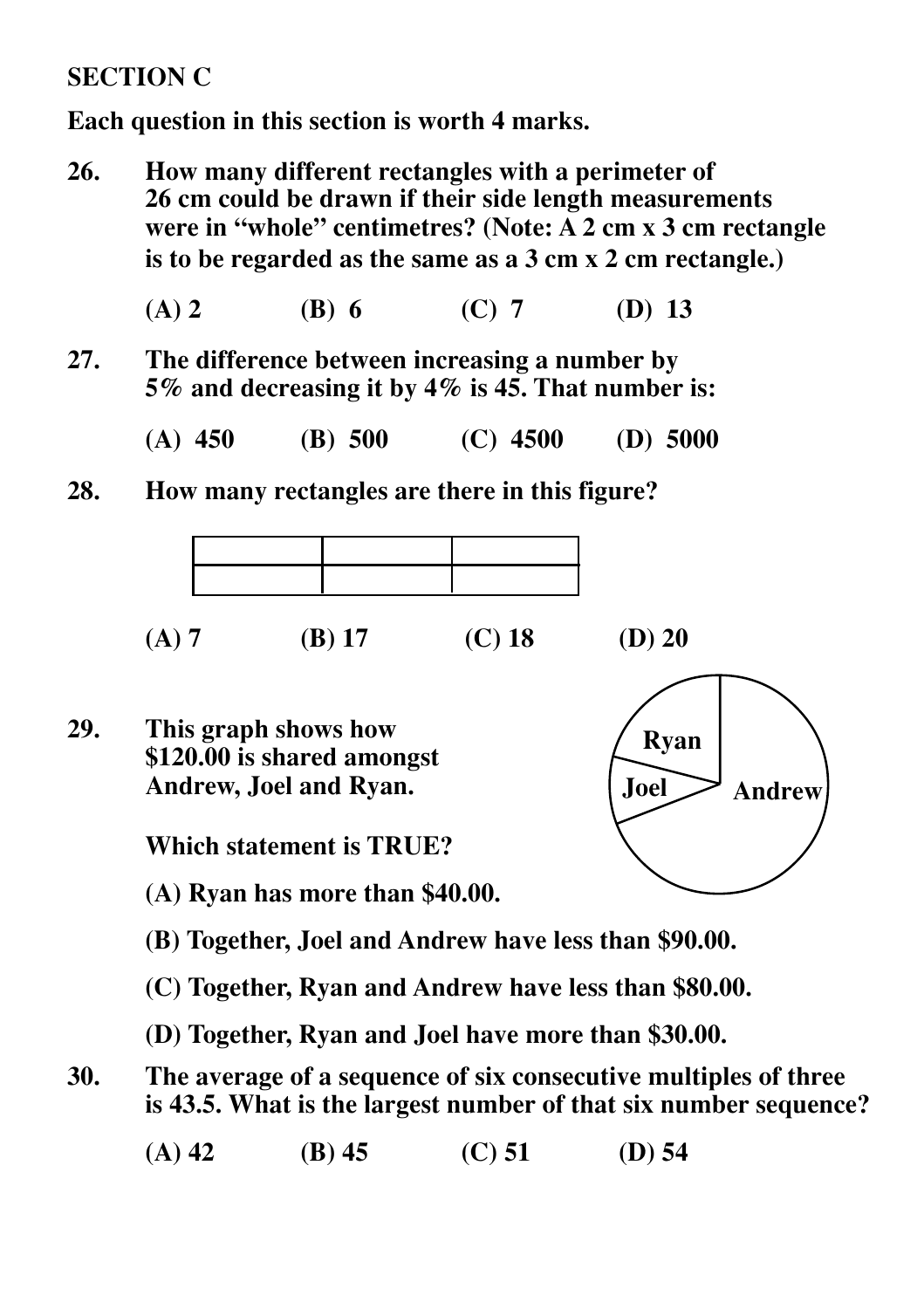**SECTION C**

**Each question in this section is worth 4 marks.**

**26.** **How many different rectangles with a perimeter of 26 cm could be drawn if their side length measurements were in "whole" centimetres? (Note: A 2 cm x 3 cm rectangle is to be regarded as the same as a 3 cm x 2 cm rectangle.)**

**(A) 2 (B) 6 (C) 7 (D) 13**

**27.** **The difference between increasing a number by 5% and decreasing it by 4% is 45. That number is:**

**(A) 450 (B) 500 (C) 4500 (D) 5000**

**28.** **How many rectangles are there in this figure?**

**(A) 7 (B) 17 (C) 18 (D) 20**

**29.** **This graph shows how $120.00 is shared amongst Andrew, Joel and Ryan.**

Ryan

Joel

Andrew

**Which statement is TRUE?**

**(A) Ryan has more than $40.00.**

**(B) Together, Joel and Andrew have less than $90.00.**

**(C) Together, Ryan and Andrew have less than $80.00.**

**(D) Together, Ryan and Joel have more than $30.00.**

**30.** **The average of a sequence of six consecutive multiples of three is 43.5. What is the largest number of that six number sequence?**

**(A) 42 (B) 45 (C) 51 (D) 54**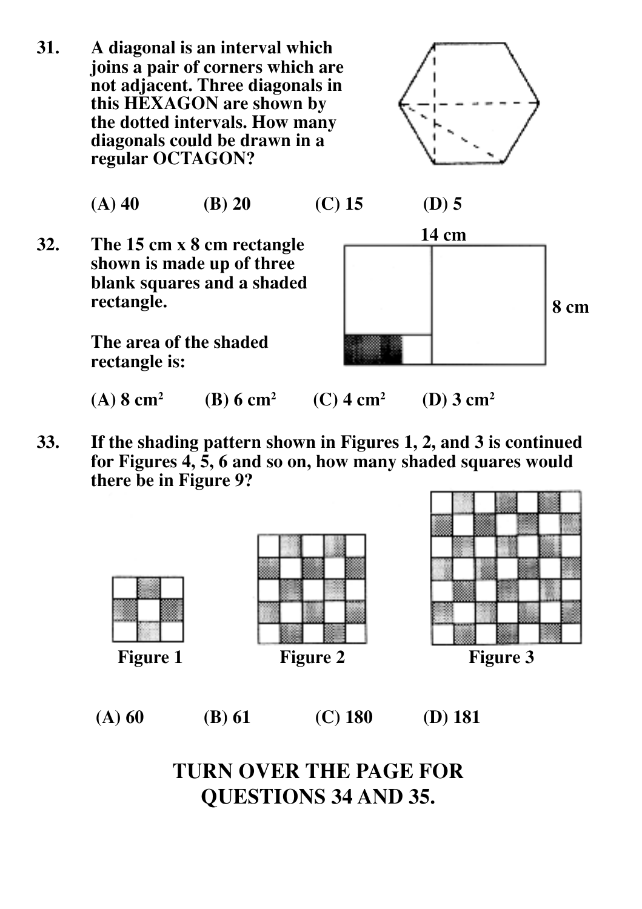**31.** **A diagonal is an interval which joins a pair of corners which are not adjacent. Three diagonals in this HEXAGON are shown by the dotted intervals. How many diagonals could be drawn in a regular OCTAGON?**

**(A) 40** **(B) 20** **(C) 15** **(D) 5**

**32.** **The 15 cm x 8 cm rectangle shown is made up of three blank squares and a shaded rectangle.**

**14 cm**

**8 cm**

**The area of the shaded rectangle is:**

**(A) 8 cm²** **(B) 6 cm²** **(C) 4 cm²** **(D) 3 cm²**

**33.** **If the shading pattern shown in Figures 1, 2, and 3 is continued for Figures 4, 5, 6 and so on, how many shaded squares would there be in Figure 9?**

**Figure 1** **Figure 2** **Figure 3**

**(A) 60** **(B) 61** **(C) 180** **(D) 181**

## TURN OVER THE PAGE FOR QUESTIONS 34 AND 35.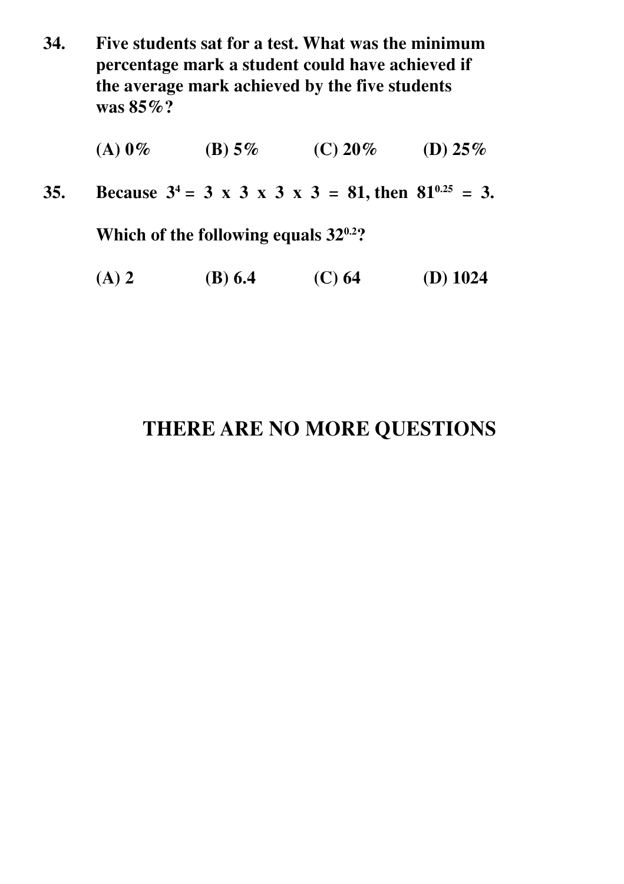**34.** **Five students sat for a test. What was the minimum percentage mark a student could have achieved if the average mark achieved by the five students was 85%?**

**(A) 0%** **(B) 5%** **(C) 20%** **(D) 25%**

**35.** **Because $3^4 = 3 \times 3 \times 3 \times 3 = 81$, then $81^{0.25} = 3$.**

**Which of the following equals $32^{0.2}$?**

**(A) 2** **(B) 6.4** **(C) 64** **(D) 1024**

## THERE ARE NO MORE QUESTIONS